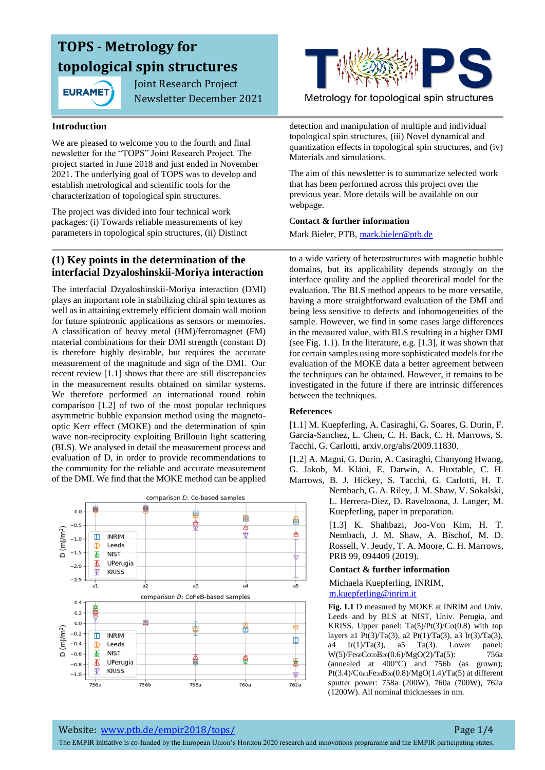# TOPS - Metrology for topological spin structures

Joint Research Project
Newsletter December 2021

Metrology for topological spin structures

## Introduction

We are pleased to welcome you to the fourth and final newsletter for the "TOPS" Joint Research Project. The project started in June 2018 and just ended in November 2021. The underlying goal of TOPS was to develop and establish metrological and scientific tools for the characterization of topological spin structures.

The project was divided into four technical work packages: (i) Towards reliable measurements of key parameters in topological spin structures, (ii) Distinct detection and manipulation of multiple and individual topological spin structures, (iii) Novel dynamical and quantization effects in topological spin structures, and (iv) Materials and simulations.

The aim of this newsletter is to summarize selected work that has been performed across this project over the previous year. More details will be available on our webpage.

**Contact & further information**

Mark Bieler, PTB, mark.bieler@ptb.de

## (1) Key points in the determination of the interfacial Dzyaloshinskii-Moriya interaction

The interfacial Dzyaloshinskii-Moriya interaction (DMI) plays an important role in stabilizing chiral spin textures as well as in attaining extremely efficient domain wall motion for future spintronic applications as sensors or memories. A classification of heavy metal (HM)/ferromagnet (FM) material combinations for their DMI strength (constant D) is therefore highly desirable, but requires the accurate measurement of the magnitude and sign of the DMI. Our recent review [1.1] shows that there are still discrepancies in the measurement results obtained on similar systems. We therefore performed an international round robin comparison [1.2] of two of the most popular techniques asymmetric bubble expansion method using the magneto-optic Kerr effect (MOKE) and the determination of spin wave non-reciprocity exploiting Brillouin light scattering (BLS). We analysed in detail the measurement process and evaluation of D, in order to provide recommendations to the community for the reliable and accurate measurement of the DMI. We find that the MOKE method can be applied to a wide variety of heterostructures with magnetic bubble domains, but its applicability depends strongly on the interface quality and the applied theoretical model for the evaluation. The BLS method appears to be more versatile, having a more straightforward evaluation of the DMI and being less sensitive to defects and inhomogeneities of the sample. However, we find in some cases large differences in the measured value, with BLS resulting in a higher DMI (see Fig. 1.1). In the literature, e.g. [1.3], it was shown that for certain samples using more sophisticated models for the evaluation of the MOKE data a better agreement between the techniques can be obtained. However, it remains to be investigated in the future if there are intrinsic differences between the techniques.

**Fig. 1.1** D measured by MOKE at INRIM and Univ. Leeds and by BLS at NIST, Univ. Perugia, and KRISS. Upper panel: Ta(5)/Pt(3)/Co(0.8) with top layers a1 Pt(3)/Ta(3), a2 Pt(1)/Ta(3), a3 Ir(3)/Ta(3), a4 Ir(1)/Ta(3), a5 Ta(3). Lower panel: W(5)/$Fe_{60}Co_{20}B_{20}$(0.6)/MgO(2)/Ta(5): 756a (annealed at 400°C) and 756b (as grown); Pt(3.4)/$Co_{60}Fe_{20}B_{20}$(0.8)/MgO(1.4)/Ta(5) at different sputter power: 758a (200W), 760a (700W), 762a (1200W). All nominal thicknesses in nm.

### References

[1.1] M. Kuepferling, A. Casiraghi, G. Soares, G. Durin, F. Garcia-Sanchez, L. Chen, C. H. Back, C. H. Marrows, S. Tacchi, G. Carlotti, arxiv.org/abs/2009.11830.

[1.2] A. Magni, G. Durin, A. Casiraghi, Chanyong Hwang, G. Jakob, M. Kläui, E. Darwin, A. Huxtable, C. H. Marrows, B. J. Hickey, S. Tacchi, G. Carlotti, H. T. Nembach, G. A. Riley, J. M. Shaw, V. Sokalski, L. Herrera-Diez, D. Ravelosona, J. Langer, M. Kuepferling, paper in preparation.

[1.3] K. Shahbazi, Joo-Von Kim, H. T. Nembach, J. M. Shaw, A. Bischof, M. D. Rossell, V. Jeudy, T. A. Moore, C. H. Marrows, PRB 99, 094409 (2019).

**Contact & further information**

Michaela Kuepferling, INRIM, m.kuepferling@inrim.it

Website: www.ptb.de/empir2018/tops/

The EMPIR initiative is co-funded by the European Union's Horizon 2020 research and innovations programme and the EMPIR participating states.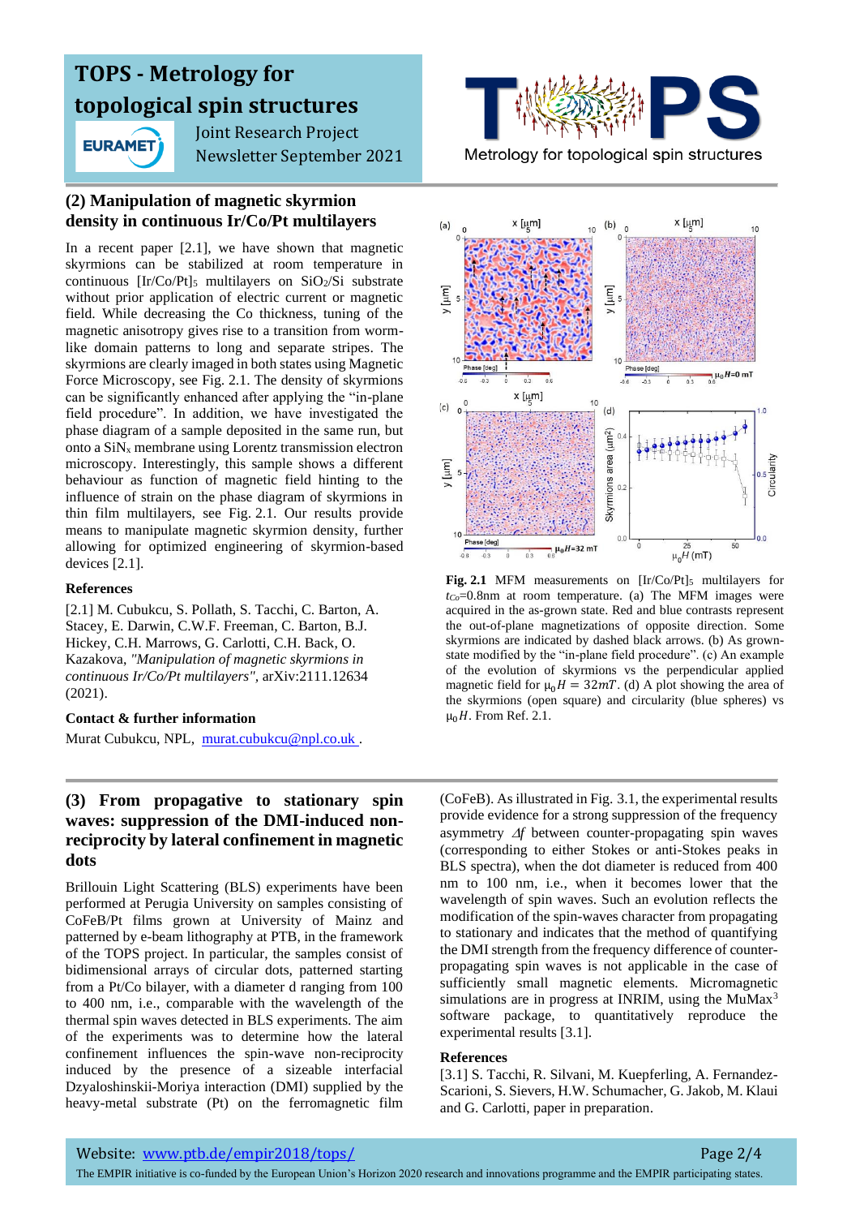## (2) Manipulation of magnetic skyrmion density in continuous Ir/Co/Pt multilayers

In a recent paper [2.1], we have shown that magnetic skyrmions can be stabilized at room temperature in continuous $[Ir/Co/Pt]_5$ multilayers on $SiO_2$/Si substrate without prior application of electric current or magnetic field. While decreasing the Co thickness, tuning of the magnetic anisotropy gives rise to a transition from worm-like domain patterns to long and separate stripes. The skyrmions are clearly imaged in both states using Magnetic Force Microscopy, see Fig. 2.1. The density of skyrmions can be significantly enhanced after applying the "in-plane field procedure". In addition, we have investigated the phase diagram of a sample deposited in the same run, but onto a $SiN_x$ membrane using Lorentz transmission electron microscopy. Interestingly, this sample shows a different behaviour as function of magnetic field hinting to the influence of strain on the phase diagram of skyrmions in thin film multilayers, see Fig. 2.1. Our results provide means to manipulate magnetic skyrmion density, further allowing for optimized engineering of skyrmion-based devices [2.1].

**Fig. 2.1** MFM measurements on $[Ir/Co/Pt]_5$ multilayers for $t_{Co}$=0.8nm at room temperature. (a) The MFM images were acquired in the as-grown state. Red and blue contrasts represent the out-of-plane magnetizations of opposite direction. Some skyrmions are indicated by dashed black arrows. (b) As grown-state modified by the "in-plane field procedure". (c) An example of the evolution of skyrmions vs the perpendicular applied magnetic field for $\mu_0 H = 32mT$. (d) A plot showing the area of the skyrmions (open square) and circularity (blue spheres) vs $\mu_0 H$. From Ref. 2.1.

### References

[2.1] M. Cubukcu, S. Pollath, S. Tacchi, C. Barton, A. Stacey, E. Darwin, C.W.F. Freeman, C. Barton, B.J. Hickey, C.H. Marrows, G. Carlotti, C.H. Back, O. Kazakova, *"Manipulation of magnetic skyrmions in continuous Ir/Co/Pt multilayers"*, arXiv:2111.12634 (2021).

### Contact & further information

Murat Cubukcu, NPL, murat.cubukcu@npl.co.uk .

## (3) From propagative to stationary spin waves: suppression of the DMI-induced non-reciprocity by lateral confinement in magnetic dots

Brillouin Light Scattering (BLS) experiments have been performed at Perugia University on samples consisting of CoFeB/Pt films grown at University of Mainz and patterned by e-beam lithography at PTB, in the framework of the TOPS project. In particular, the samples consist of bidimensional arrays of circular dots, patterned starting from a Pt/Co bilayer, with a diameter d ranging from 100 to 400 nm, i.e., comparable with the wavelength of the thermal spin waves detected in BLS experiments. The aim of the experiments was to determine how the lateral confinement influences the spin-wave non-reciprocity induced by the presence of a sizeable interfacial Dzyaloshinskii-Moriya interaction (DMI) supplied by the heavy-metal substrate (Pt) on the ferromagnetic film (CoFeB). As illustrated in Fig. 3.1, the experimental results provide evidence for a strong suppression of the frequency asymmetry $\Delta f$ between counter-propagating spin waves (corresponding to either Stokes or anti-Stokes peaks in BLS spectra), when the dot diameter is reduced from 400 nm to 100 nm, i.e., when it becomes lower that the wavelength of spin waves. Such an evolution reflects the modification of the spin-waves character from propagating to stationary and indicates that the method of quantifying the DMI strength from the frequency difference of counter-propagating spin waves is not applicable in the case of sufficiently small magnetic elements. Micromagnetic simulations are in progress at INRIM, using the MuMax[3] software package, to quantitatively reproduce the experimental results [3.1].

### References

[3.1] S. Tacchi, R. Silvani, M. Kuepferling, A. Fernandez-Scarioni, S. Sievers, H.W. Schumacher, G. Jakob, M. Klaui and G. Carlotti, paper in preparation.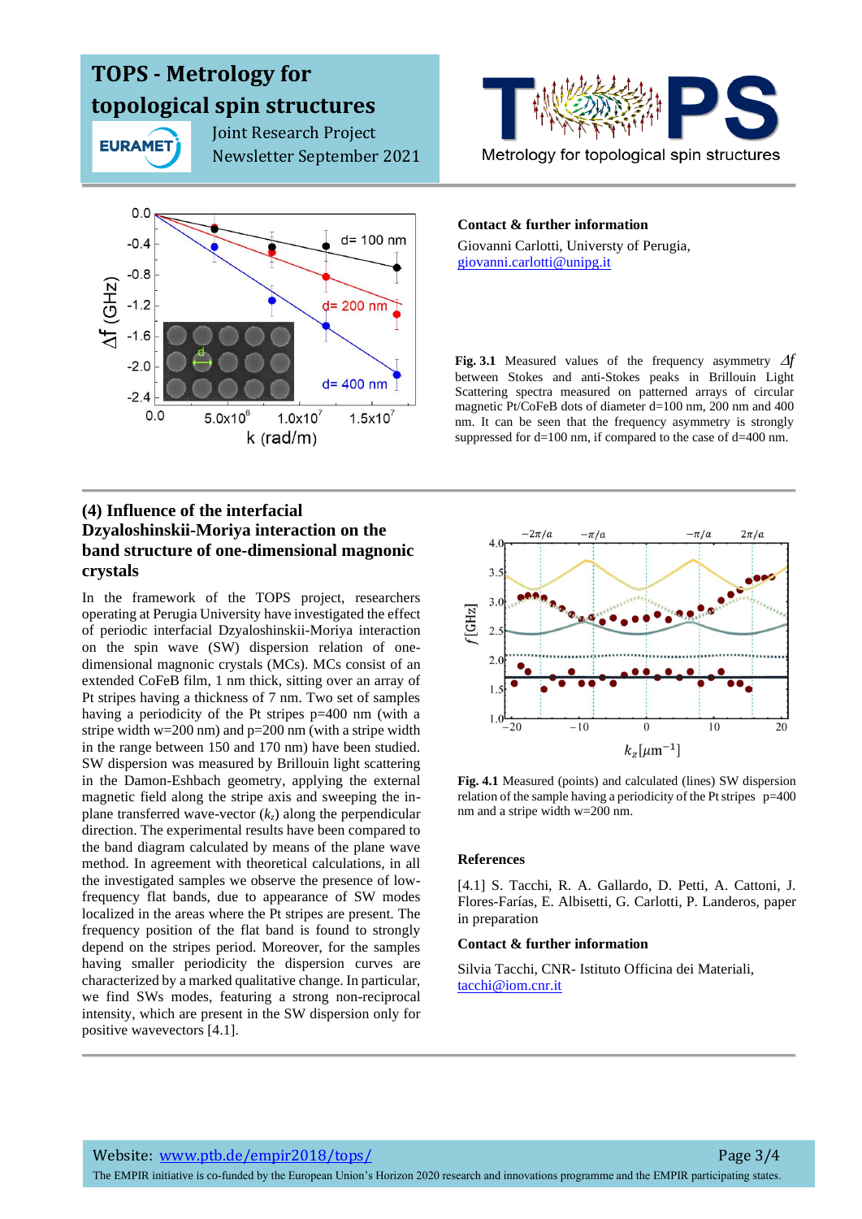**Contact & further information**

Giovanni Carlotti, Universty of Perugia, giovanni.carlotti@unipg.it

**Fig. 3.1** Measured values of the frequency asymmetry $\Delta f$ between Stokes and anti-Stokes peaks in Brillouin Light Scattering spectra measured on patterned arrays of circular magnetic Pt/CoFeB dots of diameter d=100 nm, 200 nm and 400 nm. It can be seen that the frequency asymmetry is strongly suppressed for d=100 nm, if compared to the case of d=400 nm.

## (4) Influence of the interfacial Dzyaloshinskii-Moriya interaction on the band structure of one-dimensional magnonic crystals

In the framework of the TOPS project, researchers operating at Perugia University have investigated the effect of periodic interfacial Dzyaloshinskii-Moriya interaction on the spin wave (SW) dispersion relation of one-dimensional magnonic crystals (MCs). MCs consist of an extended CoFeB film, 1 nm thick, sitting over an array of Pt stripes having a thickness of 7 nm. Two set of samples having a periodicity of the Pt stripes p=400 nm (with a stripe width w=200 nm) and p=200 nm (with a stripe width in the range between 150 and 170 nm) have been studied. SW dispersion was measured by Brillouin light scattering in the Damon-Eshbach geometry, applying the external magnetic field along the stripe axis and sweeping the in-plane transferred wave-vector ($k_z$) along the perpendicular direction. The experimental results have been compared to the band diagram calculated by means of the plane wave method. In agreement with theoretical calculations, in all the investigated samples we observe the presence of low-frequency flat bands, due to appearance of SW modes localized in the areas where the Pt stripes are present. The frequency position of the flat band is found to strongly depend on the stripes period. Moreover, for the samples having smaller periodicity the dispersion curves are characterized by a marked qualitative change. In particular, we find SWs modes, featuring a strong non-reciprocal intensity, which are present in the SW dispersion only for positive wavevectors [4.1].

**Fig. 4.1** Measured (points) and calculated (lines) SW dispersion relation of the sample having a periodicity of the Pt stripes p=400 nm and a stripe width w=200 nm.

**References**

[4.1] S. Tacchi, R. A. Gallardo, D. Petti, A. Cattoni, J. Flores-Farías, E. Albisetti, G. Carlotti, P. Landeros, paper in preparation

**Contact & further information**

Silvia Tacchi, CNR- Istituto Officina dei Materiali, tacchi@iom.cnr.it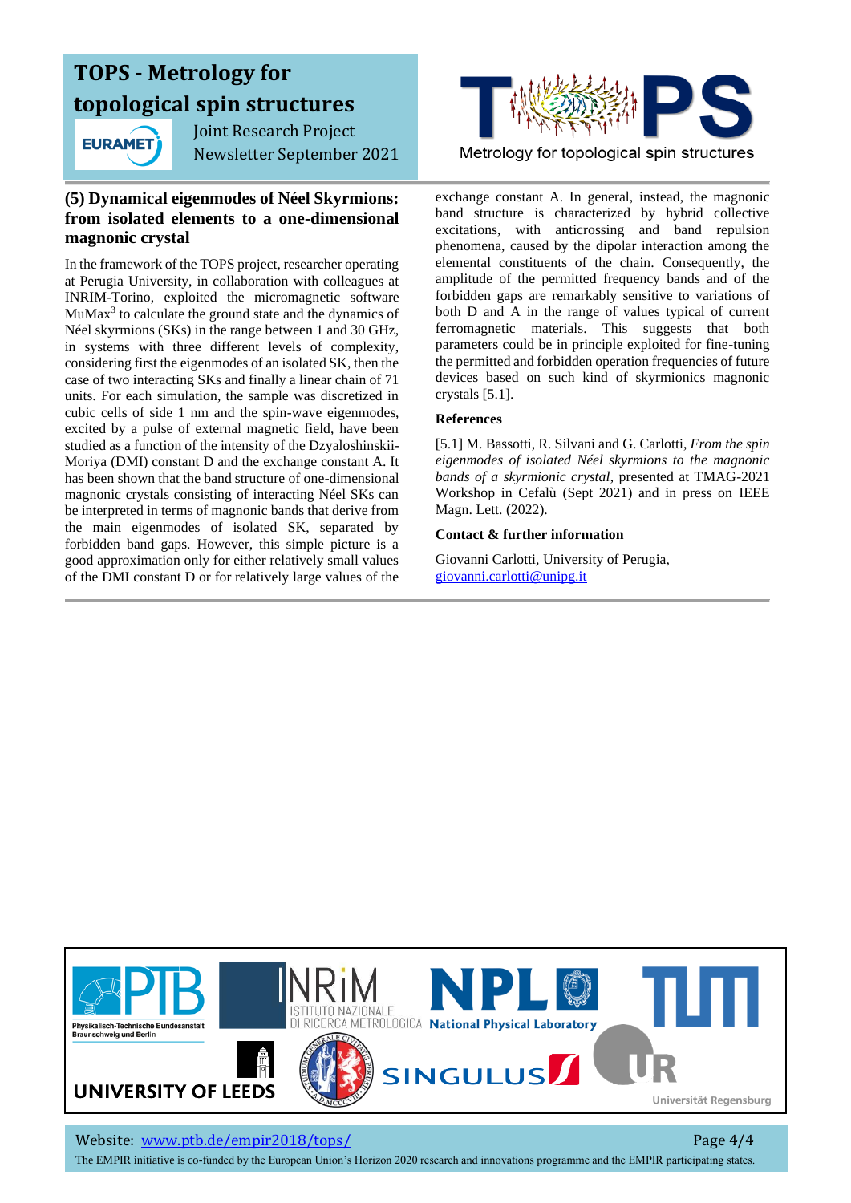# TOPS - Metrology for topological spin structures

Joint Research Project
Newsletter September 2021

Metrology for topological spin structures

## (5) Dynamical eigenmodes of Néel Skyrmions: from isolated elements to a one-dimensional magnonic crystal

In the framework of the TOPS project, researcher operating at Perugia University, in collaboration with colleagues at INRIM-Torino, exploited the micromagnetic software MuMax$^3$ to calculate the ground state and the dynamics of Néel skyrmions (SKs) in the range between 1 and 30 GHz, in systems with three different levels of complexity, considering first the eigenmodes of an isolated SK, then the case of two interacting SKs and finally a linear chain of 71 units. For each simulation, the sample was discretized in cubic cells of side 1 nm and the spin-wave eigenmodes, excited by a pulse of external magnetic field, have been studied as a function of the intensity of the Dzyaloshinskii-Moriya (DMI) constant D and the exchange constant A. It has been shown that the band structure of one-dimensional magnonic crystals consisting of interacting Néel SKs can be interpreted in terms of magnonic bands that derive from the main eigenmodes of isolated SK, separated by forbidden band gaps. However, this simple picture is a good approximation only for either relatively small values of the DMI constant D or for relatively large values of the exchange constant A. In general, instead, the magnonic band structure is characterized by hybrid collective excitations, with anticrossing and band repulsion phenomena, caused by the dipolar interaction among the elemental constituents of the chain. Consequently, the amplitude of the permitted frequency bands and of the forbidden gaps are remarkably sensitive to variations of both D and A in the range of values typical of current ferromagnetic materials. This suggests that both parameters could be in principle exploited for fine-tuning the permitted and forbidden operation frequencies of future devices based on such kind of skyrmionics magnonic crystals [5.1].

**References**

[5.1] M. Bassotti, R. Silvani and G. Carlotti, *From the spin eigenmodes of isolated Néel skyrmions to the magnonic bands of a skyrmionic crystal*, presented at TMAG-2021 Workshop in Cefalù (Sept 2021) and in press on IEEE Magn. Lett. (2022).

**Contact & further information**

Giovanni Carlotti, University of Perugia, giovanni.carlotti@unipg.it

Website: www.ptb.de/empir2018/tops/

The EMPIR initiative is co-funded by the European Union's Horizon 2020 research and innovations programme and the EMPIR participating states.